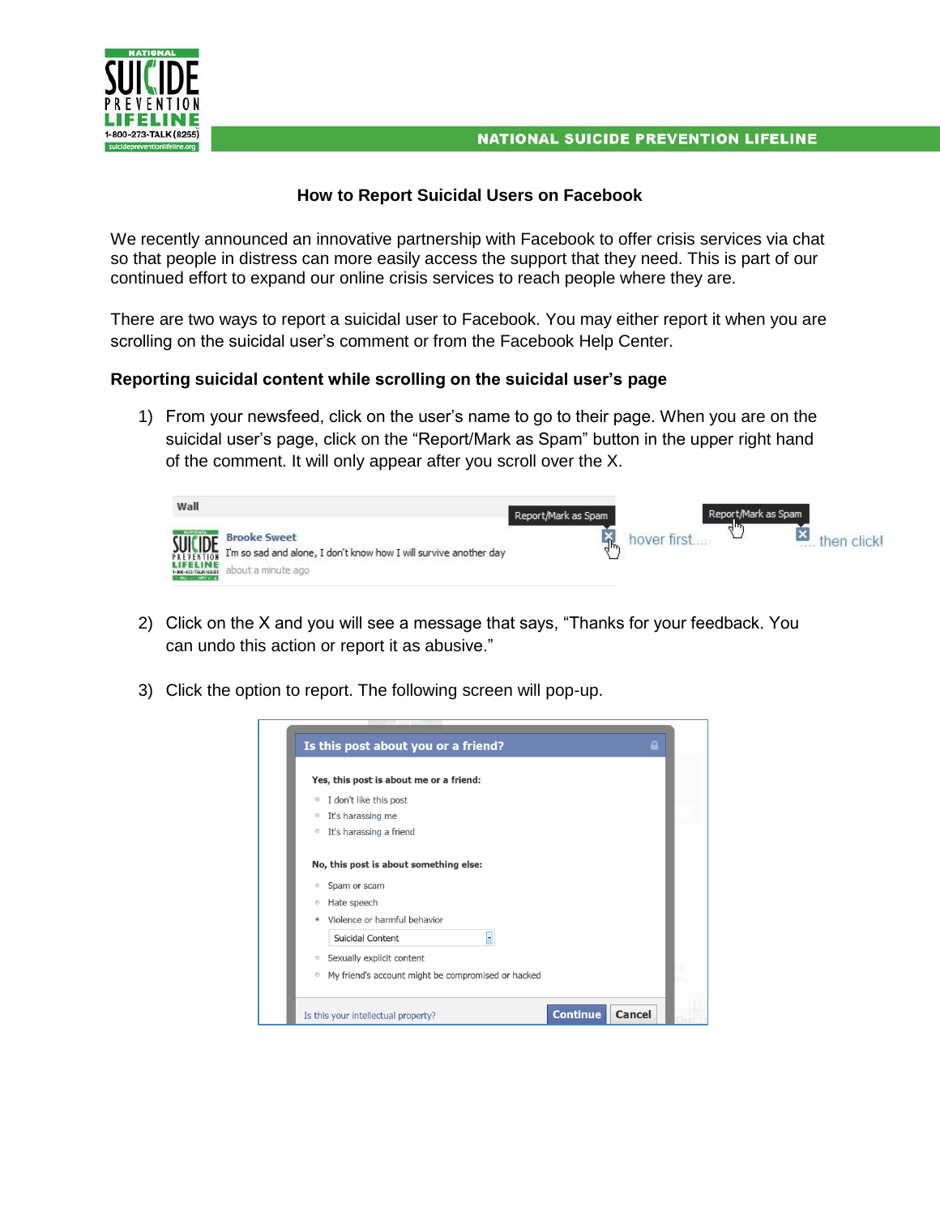# How to Report Suicidal Users on Facebook

We recently announced an innovative partnership with Facebook to offer crisis services via chat so that people in distress can more easily access the support that they need. This is part of our continued effort to expand our online crisis services to reach people where they are.

There are two ways to report a suicidal user to Facebook. You may either report it when you are scrolling on the suicidal user's comment or from the Facebook Help Center.

**Reporting suicidal content while scrolling on the suicidal user's page**

1) From your newsfeed, click on the user's name to go to their page. When you are on the suicidal user's page, click on the "Report/Mark as Spam" button in the upper right hand of the comment. It will only appear after you scroll over the X.

2) Click on the X and you will see a message that says, "Thanks for your feedback. You can undo this action or report it as abusive."

3) Click the option to report. The following screen will pop-up.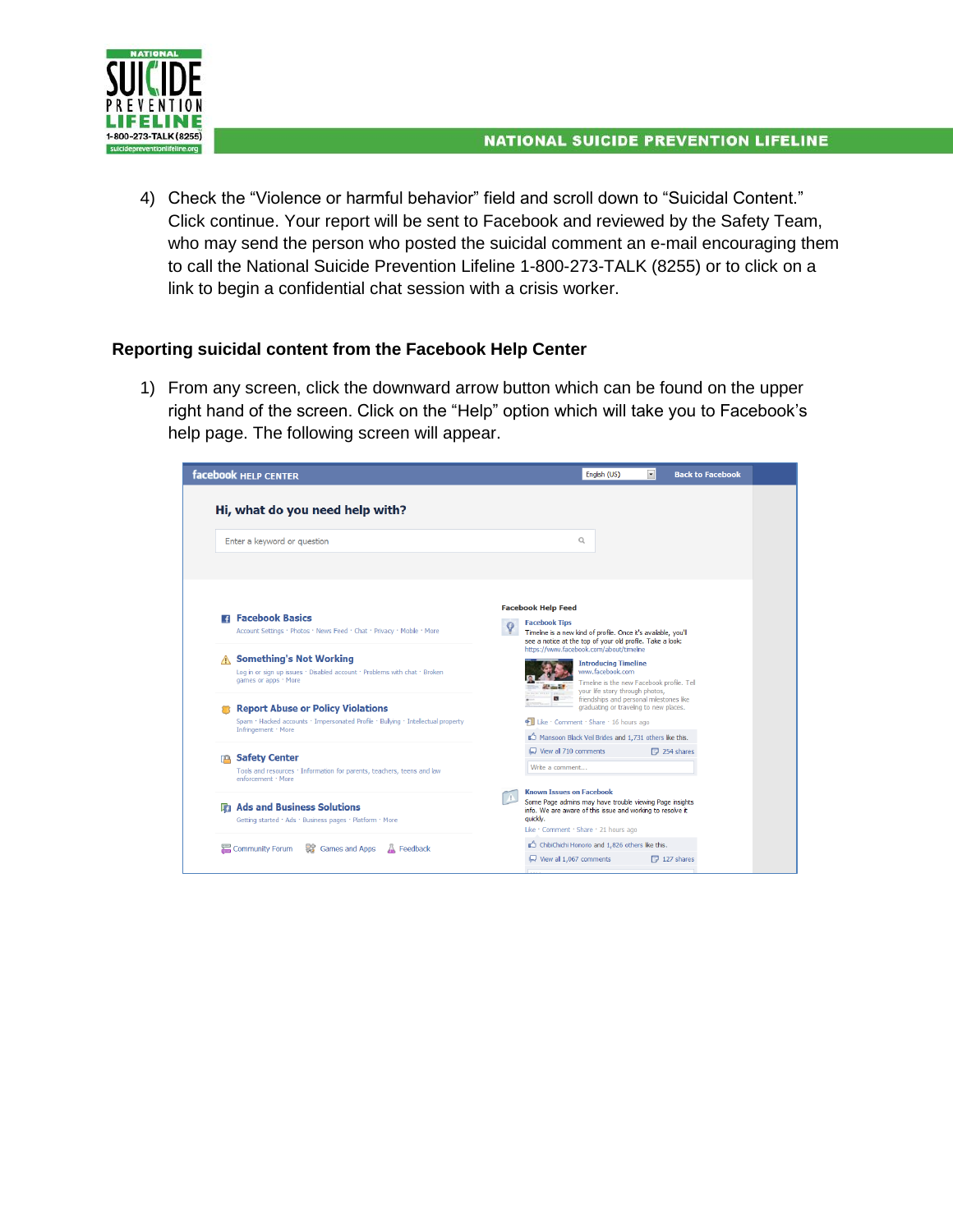4) Check the "Violence or harmful behavior" field and scroll down to "Suicidal Content." Click continue. Your report will be sent to Facebook and reviewed by the Safety Team, who may send the person who posted the suicidal comment an e-mail encouraging them to call the National Suicide Prevention Lifeline 1-800-273-TALK (8255) or to click on a link to begin a confidential chat session with a crisis worker.

**Reporting suicidal content from the Facebook Help Center**

1) From any screen, click the downward arrow button which can be found on the upper right hand of the screen. Click on the "Help" option which will take you to Facebook's help page. The following screen will appear.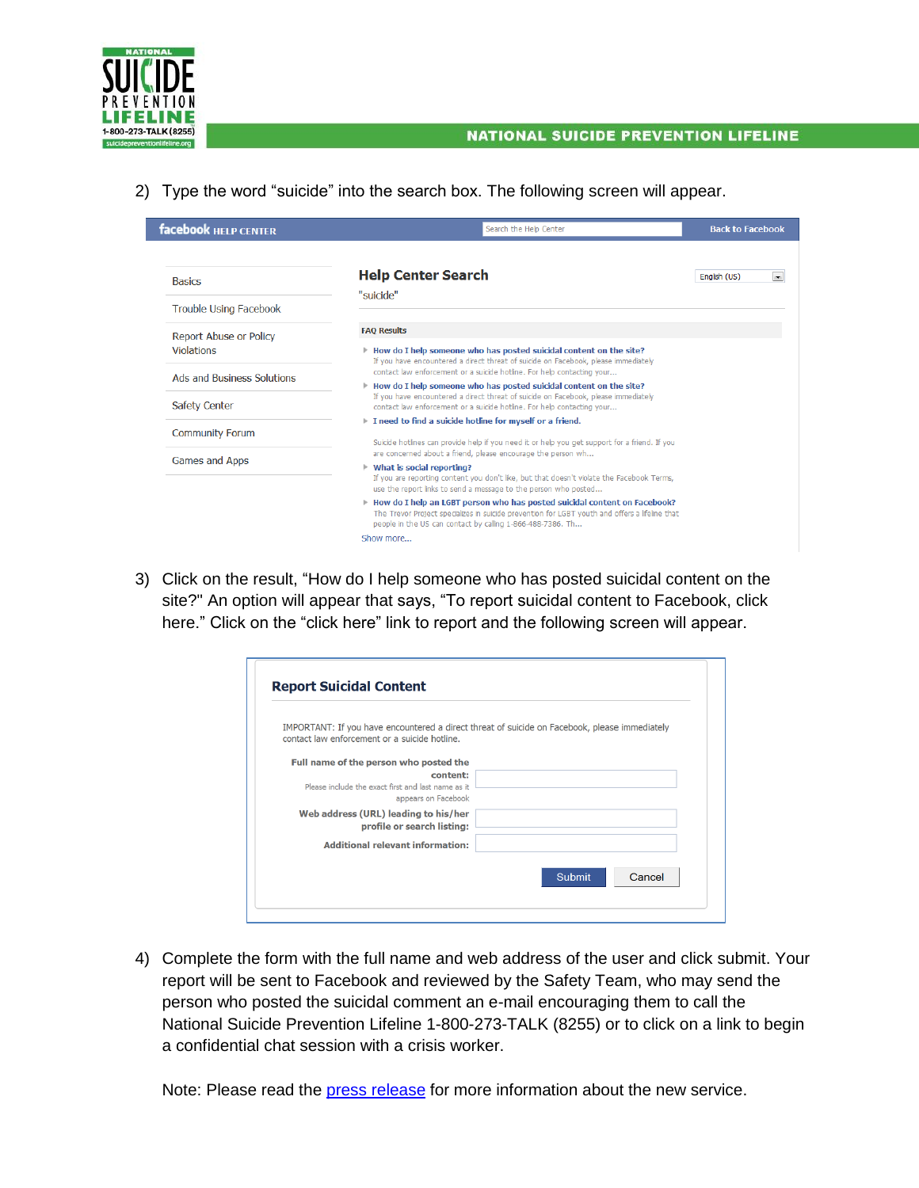2) Type the word "suicide" into the search box. The following screen will appear.

facebook HELP CENTER

Search the Help Center

Back to Facebook

- Basics
- Trouble Using Facebook
- Report Abuse or Policy Violations
- Ads and Business Solutions
- Safety Center
- Community Forum
- Games and Apps

**Help Center Search**

"suicide"

English (US)

**FAQ Results**

- **How do I help someone who has posted suicidal content on the site?**
  If you have encountered a direct threat of suicide on Facebook, please immediately contact law enforcement or a suicide hotline. For help contacting your...
- **How do I help someone who has posted suicidal content on the site?**
  If you have encountered a direct threat of suicide on Facebook, please immediately contact law enforcement or a suicide hotline. For help contacting your...
- **I need to find a suicide hotline for myself or a friend.**
  Suicide hotlines can provide help if you need it or help you get support for a friend. If you are concerned about a friend, please encourage the person wh...
- **What is social reporting?**
  If you are reporting content you don't like, but that doesn't violate the Facebook Terms, use the report links to send a message to the person who posted...
- **How do I help an LGBT person who has posted suicidal content on Facebook?**
  The Trevor Project specializes in suicide prevention for LGBT youth and offers a lifeline that people in the US can contact by calling 1-866-488-7386. Th...

Show more...

3) Click on the result, "How do I help someone who has posted suicidal content on the site?" An option will appear that says, "To report suicidal content to Facebook, click here." Click on the "click here" link to report and the following screen will appear.

**Report Suicidal Content**

IMPORTANT: If you have encountered a direct threat of suicide on Facebook, please immediately contact law enforcement or a suicide hotline.

**Full name of the person who posted the content:**
Please include the exact first and last name as it appears on Facebook

**Web address (URL) leading to his/her profile or search listing:**

**Additional relevant information:**

Submit | Cancel

4) Complete the form with the full name and web address of the user and click submit. Your report will be sent to Facebook and reviewed by the Safety Team, who may send the person who posted the suicidal comment an e-mail encouraging them to call the National Suicide Prevention Lifeline 1-800-273-TALK (8255) or to click on a link to begin a confidential chat session with a crisis worker.

Note: Please read the press release for more information about the new service.